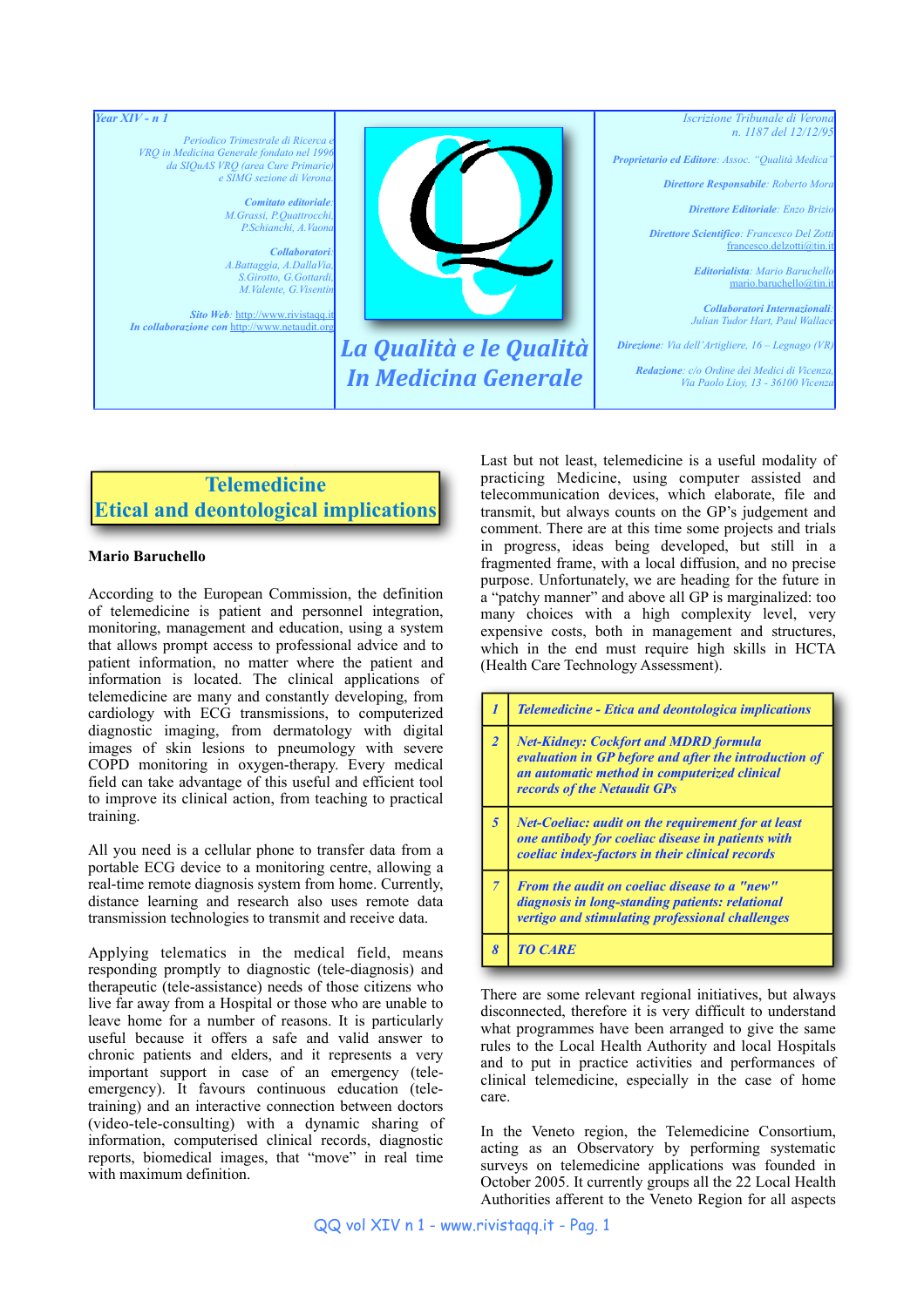Year XIV - n 1

Periodico Trimestrale di Ricerca e VRQ in Medicina Generale fondato nel 1996 da SIQuAS VRQ (area Cure Primarie) e SIMG sezione di Verona.

**Comitato editoriale:** M.Grassi, P.Quattrocchi, P.Schianchi, A.Vaona

**Collaboratori:** A.Battaggia, A.DallaVia, S.Girotto, G.Gottardi, M.Valente, G.Visentin

**Sito Web:** http://www.rivistaqq.it
**In collaborazione con** http://www.netaudit.org

# La Qualità e le Qualità In Medicina Generale

Iscrizione Tribunale di Verona n. 1187 del 12/12/95

**Proprietario ed Editore:** Assoc. "Qualità Medica"

**Direttore Responsabile:** Roberto Mora

**Direttore Editoriale:** Enzo Brizio

**Direttore Scientifico:** Francesco Del Zotti francesco.delzotti@tin.it

**Editorialista:** Mario Baruchello mario.baruchello@tin.it

**Collaboratori Internazionali:** Julian Tudor Hart, Paul Wallace

**Direzione:** Via dell'Artigliere, 16 – Legnago (VR)

**Redazione:** c/o Ordine dei Medici di Vicenza, Via Paolo Lioy, 13 - 36100 Vicenza

## Telemedicine
## Etical and deontological implications

**Mario Baruchello**

According to the European Commission, the definition of telemedicine is patient and personnel integration, monitoring, management and education, using a system that allows prompt access to professional advice and to patient information, no matter where the patient and information is located. The clinical applications of telemedicine are many and constantly developing, from cardiology with ECG transmissions, to computerized diagnostic imaging, from dermatology with digital images of skin lesions to pneumology with severe COPD monitoring in oxygen-therapy. Every medical field can take advantage of this useful and efficient tool to improve its clinical action, from teaching to practical training.

All you need is a cellular phone to transfer data from a portable ECG device to a monitoring centre, allowing a real-time remote diagnosis system from home. Currently, distance learning and research also uses remote data transmission technologies to transmit and receive data.

Applying telematics in the medical field, means responding promptly to diagnostic (tele-diagnosis) and therapeutic (tele-assistance) needs of those citizens who live far away from a Hospital or those who are unable to leave home for a number of reasons. It is particularly useful because it offers a safe and valid answer to chronic patients and elders, and it represents a very important support in case of an emergency (tele-emergency). It favours continuous education (tele-training) and an interactive connection between doctors (video-tele-consulting) with a dynamic sharing of information, computerised clinical records, diagnostic reports, biomedical images, that "move" in real time with maximum definition.

Last but not least, telemedicine is a useful modality of practicing Medicine, using computer assisted and telecommunication devices, which elaborate, file and transmit, but always counts on the GP's judgement and comment. There are at this time some projects and trials in progress, ideas being developed, but still in a fragmented frame, with a local diffusion, and no precise purpose. Unfortunately, we are heading for the future in a "patchy manner" and above all GP is marginalized: too many choices with a high complexity level, very expensive costs, both in management and structures, which in the end must require high skills in HCTA (Health Care Technology Assessment).

| | |
|---|---|
| *1* | *Telemedicine - Etica and deontologica implications* |
| *2* | *Net-Kidney: Cockford and MDRD formula evaluation in GP before and after the introduction of an automatic method in computerized clinical records of the Netaudit GPs* |
| *5* | *Net-Coeliac: audit on the requirement for at least one antibody for coeliac disease in patients with coeliac index-factors in their clinical records* |
| *7* | *From the audit on coeliac disease to a "new" diagnosis in long-standing patients: relational vertigo and stimulating professional challenges* |
| *8* | *TO CARE* |

There are some relevant regional initiatives, but always disconnected, therefore it is very difficult to understand what programmes have been arranged to give the same rules to the Local Health Authority and local Hospitals and to put in practice activities and performances of clinical telemedicine, especially in the case of home care.

In the Veneto region, the Telemedicine Consortium, acting as an Observatory by performing systematic surveys on telemedicine applications was founded in October 2005. It currently groups all the 22 Local Health Authorities afferent to the Veneto Region for all aspects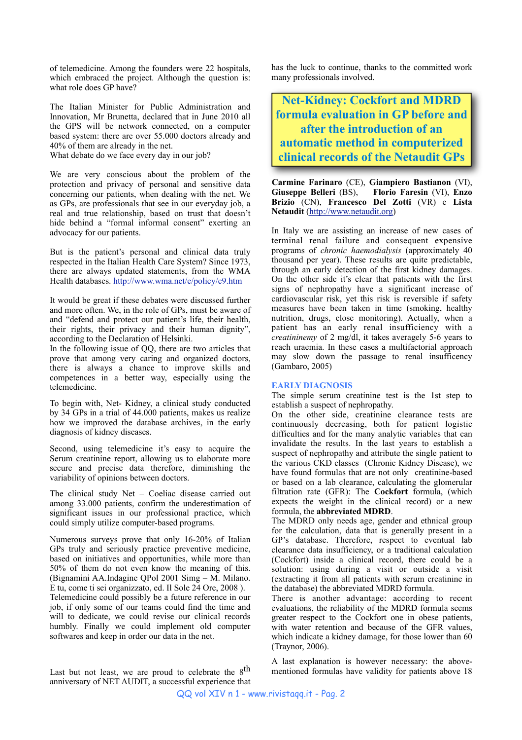of telemedicine. Among the founders were 22 hospitals, which embraced the project. Although the question is: what role does GP have?

The Italian Minister for Public Administration and Innovation, Mr Brunetta, declared that in June 2010 all the GPS will be network connected, on a computer based system: there are over 55.000 doctors already and 40% of them are already in the net.
What debate do we face every day in our job?

We are very conscious about the problem of the protection and privacy of personal and sensitive data concerning our patients, when dealing with the net. We as GPs, are professionals that see in our everyday job, a real and true relationship, based on trust that doesn't hide behind a "formal informal consent" exerting an advocacy for our patients.

But is the patient's personal and clinical data truly respected in the Italian Health Care System? Since 1973, there are always updated statements, from the WMA Health databases. http://www.wma.net/e/policy/c9.htm

It would be great if these debates were discussed further and more often. We, in the role of GPs, must be aware of and "defend and protect our patient's life, their health, their rights, their privacy and their human dignity", according to the Declaration of Helsinki.
In the following issue of QQ, there are two articles that prove that among very caring and organized doctors, there is always a chance to improve skills and competences in a better way, especially using the telemedicine.

To begin with, Net- Kidney, a clinical study conducted by 34 GPs in a trial of 44.000 patients, makes us realize how we improved the database archives, in the early diagnosis of kidney diseases.

Second, using telemedicine it's easy to acquire the Serum creatinine report, allowing us to elaborate more secure and precise data therefore, diminishing the variability of opinions between doctors.

The clinical study Net – Coeliac disease carried out among 33.000 patients, confirm the underestimation of significant issues in our professional practice, which could simply utilize computer-based programs.

Numerous surveys prove that only 16-20% of Italian GPs truly and seriously practice preventive medicine, based on initiatives and opportunities, while more than 50% of them do not even know the meaning of this. (Bignamini AA.Indagine QPol 2001 Simg – M. Milano. E tu, come ti sei organizzato, ed. Il Sole 24 Ore, 2008 ).
Telemedicine could possibly be a future reference in our job, if only some of our teams could find the time and will to dedicate, we could revise our clinical records humbly. Finally we could implement old computer softwares and keep in order our data in the net.

Last but not least, we are proud to celebrate the 8th anniversary of NET AUDIT, a successful experience that has the luck to continue, thanks to the committed work many professionals involved.

# Net-Kidney: Cockfort and MDRD formula evaluation in GP before and after the introduction of an automatic method in computerized clinical records of the Netaudit GPs

**Carmine Farinaro** (CE), **Giampiero Bastianon** (VI), **Giuseppe Belleri** (BS), **Florio Faresin** (VI), **Enzo Brizio** (CN), **Francesco Del Zotti** (VR) e **Lista Netaudit** (http://www.netaudit.org)

In Italy we are assisting an increase of new cases of terminal renal failure and consequent expensive programs of *chronic haemodialysis* (approximately 40 thousand per year). These results are quite predictable, through an early detection of the first kidney damages. On the other side it's clear that patients with the first signs of nephropathy have a significant increase of cardiovascular risk, yet this risk is reversible if safety measures have been taken in time (smoking, healthy nutrition, drugs, close monitoring). Actually, when a patient has an early renal insufficiency with a *creatininemy* of 2 mg/dl, it takes averagely 5-6 years to reach uraemia. In these cases a multifactorial approach may slow down the passage to renal insufficency (Gambaro, 2005)

## EARLY DIAGNOSIS

The simple serum creatinine test is the 1st step to establish a suspect of nephropathy.
On the other side, creatinine clearance tests are continuously decreasing, both for patient logistic difficulties and for the many analytic variables that can invalidate the results. In the last years to establish a suspect of nephropathy and attribute the single patient to the various CKD classes (Chronic Kidney Disease), we have found formulas that are not only creatinine-based or based on a lab clearance, calculating the glomerular filtration rate (GFR): The **Cockfort** formula, (which expects the weight in the clinical record) or a new formula, the **abbreviated MDRD**.
The MDRD only needs age, gender and ethnical group for the calculation, data that is generally present in a GP's database. Therefore, respect to eventual lab clearance data insufficiency, or a traditional calculation (Cockfort) inside a clinical record, there could be a solution: using during a visit or outside a visit (extracting it from all patients with serum creatinine in the database) the abbreviated MDRD formula.
There is another advantage: according to recent evaluations, the reliability of the MDRD formula seems greater respect to the Cockfort one in obese patients, with water retention and because of the GFR values, which indicate a kidney damage, for those lower than 60 (Traynor, 2006).

A last explanation is however necessary: the above-mentioned formulas have validity for patients above 18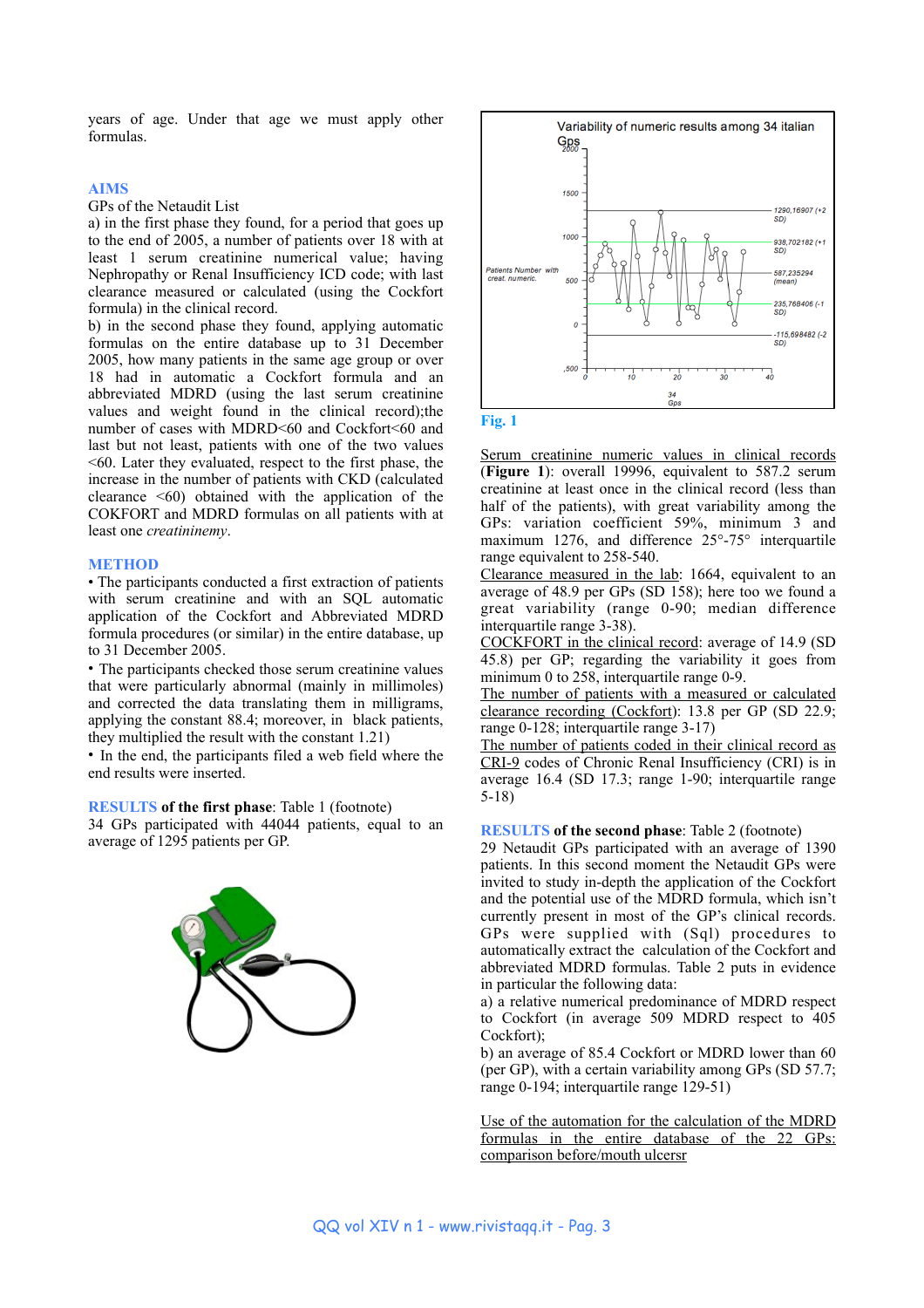years of age. Under that age we must apply other formulas.

## AIMS

GPs of the Netaudit List

a) in the first phase they found, for a period that goes up to the end of 2005, a number of patients over 18 with at least 1 serum creatinine numerical value; having Nephropathy or Renal Insufficiency ICD code; with last clearance measured or calculated (using the Cockfont formula) in the clinical record.

b) in the second phase they found, applying automatic formulas on the entire database up to 31 December 2005, how many patients in the same age group or over 18 had in automatic a Cockfort formula and an abbreviated MDRD (using the last serum creatinine values and weight found in the clinical record);the number of cases with MDRD<60 and Cockfort<60 and last but not least, patients with one of the two values <60. Later they evaluated, respect to the first phase, the increase in the number of patients with CKD (calculated clearance <60) obtained with the application of the COKFORT and MDRD formulas on all patients with at least one *creatininemy*.

## METHOD

- The participants conducted a first extraction of patients with serum creatinine and with an SQL automatic application of the Cockfort and Abbreviated MDRD formula procedures (or similar) in the entire database, up to 31 December 2005.
- The participants checked those serum creatinine values that were particularly abnormal (mainly in millimoles) and corrected the data translating them in milligrams, applying the constant 88.4; moreover, in black patients, they multiplied the result with the constant 1.21)
- In the end, the participants filed a web field where the end results were inserted.

**RESULTS of the first phase**: Table 1 (footnote)

34 GPs participated with 44044 patients, equal to an average of 1295 patients per GP.

Variability of numeric results among 34 italian Gps

2000
1500
1000
500
0
,500

Patients Number with creat. numeric.

1290,16907 (+2 SD)
938,702182 (+1 SD)
587,235294 (mean)
235,768406 (-1 SD)
-115,698482 (-2 SD)

0 10 20 30 40

34 Gps

**Fig. 1**

Serum creatinine numeric values in clinical records (**Figure 1**): overall 19996, equivalent to 587.2 serum creatinine at least once in the clinical record (less than half of the patients), with great variability among the GPs: variation coefficient 59%, minimum 3 and maximum 1276, and difference 25°-75° interquartile range equivalent to 258-540.

Clearance measured in the lab: 1664, equivalent to an average of 48.9 per GPs (SD 158); here too we found a great variability (range 0-90; median difference interquartile range 3-38).

COCKFORT in the clinical record: average of 14.9 (SD 45.8) per GP; regarding the variability it goes from minimum 0 to 258, interquartile range 0-9.

The number of patients with a measured or calculated clearance recording (Cockfort): 13.8 per GP (SD 22.9; range 0-128; interquartile range 3-17)

The number of patients coded in their clinical record as CRI-9 codes of Chronic Renal Insufficiency (CRI) is in average 16.4 (SD 17.3; range 1-90; interquartile range 5-18)

**RESULTS of the second phase**: Table 2 (footnote)

29 Netaudit GPs participated with an average of 1390 patients. In this second moment the Netaudit GPs were invited to study in-depth the application of the Cockfort and the potential use of the MDRD formula, which isn't currently present in most of the GP's clinical records. GPs were supplied with (Sql) procedures to automatically extract the calculation of the Cockfort and abbreviated MDRD formulas. Table 2 puts in evidence in particular the following data:

a) a relative numerical predominance of MDRD respect to Cockfort (in average 509 MDRD respect to 405 Cockfort);

b) an average of 85.4 Cockfort or MDRD lower than 60 (per GP), with a certain variability among GPs (SD 57.7; range 0-194; interquartile range 129-51)

Use of the automation for the calculation of the MDRD formulas in the entire database of the 22 GPs: comparison before/mouth ulcersr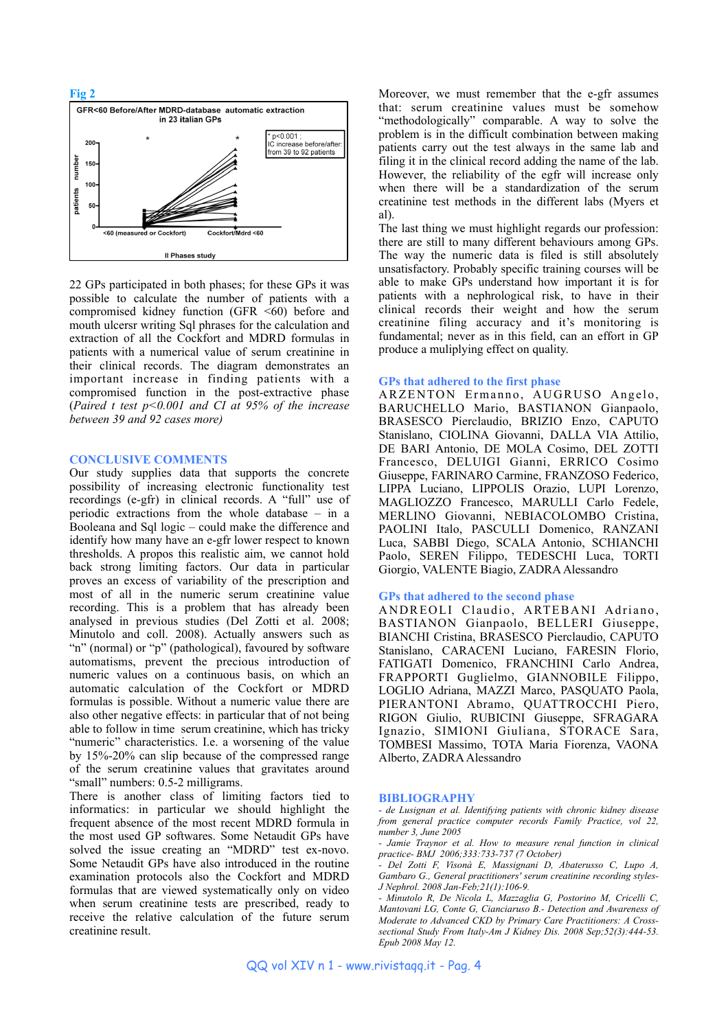**Fig 2**

GFR<60 Before/After MDRD-database automatic extraction in 23 italian GPs

patients number

200
150
100
50
0

\* \*

\* p<0.001 ;
IC increase before/after: from 39 to 92 patients

<60 (measured or Cockfort)

Cockfort/Mdrd <60

II Phases study

22 GPs participated in both phases; for these GPs it was possible to calculate the number of patients with a compromised kidney function (GFR <60) before and mouth ulcersr writing Sql phrases for the calculation and extraction of all the Cockfort and MDRD formulas in patients with a numerical value of serum creatinine in their clinical records. The diagram demonstrates an important increase in finding patients with a compromised function in the post-extractive phase (*Paired t test p<0.001 and CI at 95% of the increase between 39 and 92 cases more)*

## CONCLUSIVE COMMENTS

Our study supplies data that supports the concrete possibility of increasing electronic functionality test recordings (e-gfr) in clinical records. A "full" use of periodic extractions from the whole database – in a Booleana and Sql logic – could make the difference and identify how many have an e-gfr lower respect to known thresholds. A propos this realistic aim, we cannot hold back strong limiting factors. Our data in particular proves an excess of variability of the prescription and most of all in the numeric serum creatinine value recording. This is a problem that has already been analysed in previous studies (Del Zotti et al. 2008; Minutolo and coll. 2008). Actually answers such as "n" (normal) or "p" (pathological), favoured by software automatisms, prevent the precious introduction of numeric values on a continuous basis, on which an automatic calculation of the Cockfort or MDRD formulas is possible. Without a numeric value there are also other negative effects: in particular that of not being able to follow in time serum creatinine, which has tricky "numeric" characteristics. I.e. a worsening of the value by 15%-20% can slip because of the compressed range of the serum creatinine values that gravitates around "small" numbers: 0.5-2 milligrams.

There is another class of limiting factors tied to informatics: in particular we should highlight the frequent absence of the most recent MDRD formula in the most used GP softwares. Some Netaudit GPs have solved the issue creating an "MDRD" test ex-novo. Some Netaudit GPs have also introduced in the routine examination protocols also the Cockfort and MDRD formulas that are viewed systematically only on video when serum creatinine tests are prescribed, ready to receive the relative calculation of the future serum creatinine result.

Moreover, we must remember that the e-gfr assumes that: serum creatinine values must be somehow "methodologically" comparable. A way to solve the problem is in the difficult combination between making patients carry out the test always in the same lab and filing it in the clinical record adding the name of the lab. However, the reliability of the egfr will increase only when there will be a standardization of the serum creatinine test methods in the different labs (Myers et al).

The last thing we must highlight regards our profession: there are still to many different behaviours among GPs. The way the numeric data is filed is still absolutely unsatisfactory. Probably specific training courses will be able to make GPs understand how important it is for patients with a nephrological risk, to have in their clinical records their weight and how the serum creatinine filing accuracy and it's monitoring is fundamental; never as in this field, can an effort in GP produce a muliplying effect on quality.

## GPs that adhered to the first phase

ARZENTON Ermanno, AUGRUSO Angelo, BARUCHELLO Mario, BASTIANON Gianpaolo, BRASESCO Pierclaudio, BRIZIO Enzo, CAPUTO Stanislano, CIOLINA Giovanni, DALLA VIA Attilio, DE BARI Antonio, DE MOLA Cosimo, DEL ZOTTI Francesco, DELUIGI Gianni, ERRICO Cosimo Giuseppe, FARINARO Carmine, FRANZOSO Federico, LIPPA Luciano, LIPPOLIS Orazio, LUPI Lorenzo, MAGLIOZZO Francesco, MARULLI Carlo Fedele, MERLINO Giovanni, NEBIACOLOMBO Cristina, PAOLINI Italo, PASCULLI Domenico, RANZANI Luca, SABBI Diego, SCALA Antonio, SCHIANCHI Paolo, SEREN Filippo, TEDESCHI Luca, TORTI Giorgio, VALENTE Biagio, ZADRA Alessandro

## GPs that adhered to the second phase

ANDREOLI Claudio, ARTEBANI Adriano, BASTIANON Gianpaolo, BELLERI Giuseppe, BIANCHI Cristina, BRASESCO Pierclaudio, CAPUTO Stanislano, CARACENI Luciano, FARESIN Florio, FATIGATI Domenico, FRANCHINI Carlo Andrea, FRAPPORTI Guglielmo, GIANNOBILE Filippo, LOGLIO Adriana, MAZZI Marco, PASQUATO Paola, PIERANTONI Abramo, QUATTROCCHI Piero, RIGON Giulio, RUBICINI Giuseppe, SFRAGARA Ignazio, SIMIONI Giuliana, STORACE Sara, TOMBESI Massimo, TOTA Maria Fiorenza, VAONA Alberto, ZADRA Alessandro

## BIBLIOGRAPHY

- *de Lusignan et al. Identifying patients with chronic kidney disease from general practice computer records Family Practice, vol 22, number 3, June 2005*
- *Jamie Traynor et al. How to measure renal function in clinical practice- BMJ 2006;333:733-737 (7 October)*
- *Del Zotti F, Visonà E, Massignani D, Abaterusso C, Lupo A, Gambaro G., General practitioners' serum creatinine recording styles- J Nephrol. 2008 Jan-Feb;21(1):106-9.*
- *Minutolo R, De Nicola L, Mazzaglia G, Postorino M, Cricelli C, Mantovani LG, Conte G, Cianciaruso B.- Detection and Awareness of Moderate to Advanced CKD by Primary Care Practitioners: A Cross-sectional Study From Italy-Am J Kidney Dis. 2008 Sep;52(3):444-53. Epub 2008 May 12.*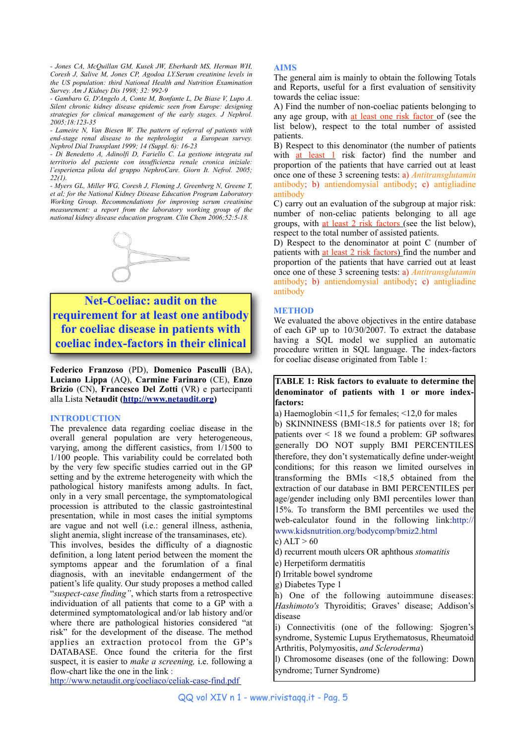- *Jones CA, McQuillan GM, Kusek JW, Eberhardt MS, Herman WH, Coresh J, Salive M, Jones CP, Agodoa LY.Serum creatinine levels in the US population: third National Health and Nutrition Examination Survey. Am J Kidney Dis 1998; 32: 992-9*
- *Gambaro G, D'Angelo A, Conte M, Bonfante L, De Biase V, Lupo A. Silent chronic kidney disease epidemic seen from Europe: designing strategies for clinical management of the early stages. J Nephrol. 2005;18:123-35*
- *Lameire N, Van Biesen W. The pattern of referral of patients with end-stage renal disease to the nephrologist a European survey. Nephrol Dial Transplant 1999; 14 (Suppl. 6): 16-23*
- *Di Benedetto A, Adinolfi D, Fariello C. La gestione integrata sul territorio del paziente con insufficienza renale cronica iniziale: l'esperienza pilota del gruppo NephroCare. Giorn It. Nefrol. 2005; 22(1).*
- *Myers GL, Miller WG, Coresh J, Fleming J, Greenberg N, Greene T, et al; for the National Kidney Disease Education Program Laboratory Working Group. Recommendations for improving serum creatinine measurement: a report from the laboratory working group of the national kidney disease education program. Clin Chem 2006;52:5-18.*

# Net-Coeliac: audit on the requirement for at least one antibody for coeliac disease in patients with coeliac index-factors in their clinical

**Federico Franzoso** (PD), **Domenico Pasculli** (BA), **Luciano Lippa** (AQ), **Carmine Farinaro** (CE), **Enzo Brizio** (CN), **Francesco Del Zotti** (VR) e partecipanti alla Lista **Netaudit (http://www.netaudit.org)**

## INTRODUCTION

The prevalence data regarding coeliac disease in the overall general population are very heterogeneous, varying, among the different casistics, from 1/1500 to 1/100 people. This variability could be correlated both by the very few specific studies carried out in the GP setting and by the extreme heterogeneity with which the pathological history manifests among adults. In fact, only in a very small percentage, the symptomatological procession is attributed to the classic gastrointestinal presentation, while in most cases the initial symptoms are vague and not well (i.e.: general illness, asthenia, slight anemia, slight increase of the transaminases, etc).

This involves, besides the difficulty of a diagnostic definition, a long latent period between the moment the symptoms appear and the forumlation of a final diagnosis, with an inevitable endangerment of the patient's life quality. Our study proposes a method called "*suspect-case finding*", which starts from a retrospective individuation of all patients that come to a GP with a determined symptomatological and/or lab history and/or where there are pathological histories considered "at risk" for the development of the disease. The method applies an extraction protocol from the GP's DATABASE. Once found the criteria for the first suspect, it is easier to *make a screening,* i.e. following a flow-chart like the one in the link : http://www.netaudit.org/coeliaco/celiak-case-find.pdf

## AIMS

The general aim is mainly to obtain the following Totals and Reports, useful for a first evaluation of sensitivity towards the celiac issue:

A) Find the number of non-coeliac patients belonging to any age group, with at least one risk factor of (see the list below), respect to the total number of assisted patients.

B) Respect to this denominator (the number of patients with at least 1 risk factor) find the number and proportion of the patients that have carried out at least once one of these 3 screening tests: a) *Antitransglutamin* antibody; b) antiendomysial antibody; c) antigliadine antibody

C) carry out an evaluation of the subgroup at major risk: number of non-celiac patients belonging to all age groups, with at least 2 risk factors (see the list below), respect to the total number of assisted patients.

D) Respect to the denominator at point C (number of patients with at least 2 risk factors) find the number and proportion of the patients that have carried out at least once one of these 3 screening tests: a) *Antitransglutamin* antibody; b) antiendomysial antibody; c) antigliadine antibody

## METHOD

We evaluated the above objectives in the entire database of each GP up to 10/30/2007. To extract the database having a SQL model we supplied an automatic procedure written in SQL language. The index-factors for coeliac disease originated from Table 1:

**TABLE 1: Risk factors to evaluate to determine the denominator of patients with 1 or more index-factors:**

a) Haemoglobin <11,5 for females; <12,0 for males

b) SKINNINESS (BMI<18.5 for patients over 18; for patients over < 18 we found a problem: GP softwares generally DO NOT supply BMI PERCENTILES therefore, they don't systematically define under-weight conditions; for this reason we limited ourselves in transforming the BMIs <18,5 obtained from the extraction of our database in BMI PERCENTILES per age/gender including only BMI percentiles lower than 15%. To transform the BMI percentiles we used the web-calculator found in the following link:http://www.kidsnutrition.org/bodycomp/bmiz2.html

c) ALT > 60

d) recurrent mouth ulcers OR aphthous *stomatitis*

e) Herpetiform dermatitis

f) Irritable bowel syndrome

g) Diabetes Type 1

h) One of the following autoimmune diseases: *Hashimoto's* Thyroiditis; Graves' disease; Addison's disease

i) Connectivitis (one of the following: Sjogren's syndrome, Systemic Lupus Erythematosus, Rheumatoid Arthritis, Polymyositis, *and Scleroderma*)

l) Chromosome diseases (one of the following: Down syndrome; Turner Syndrome)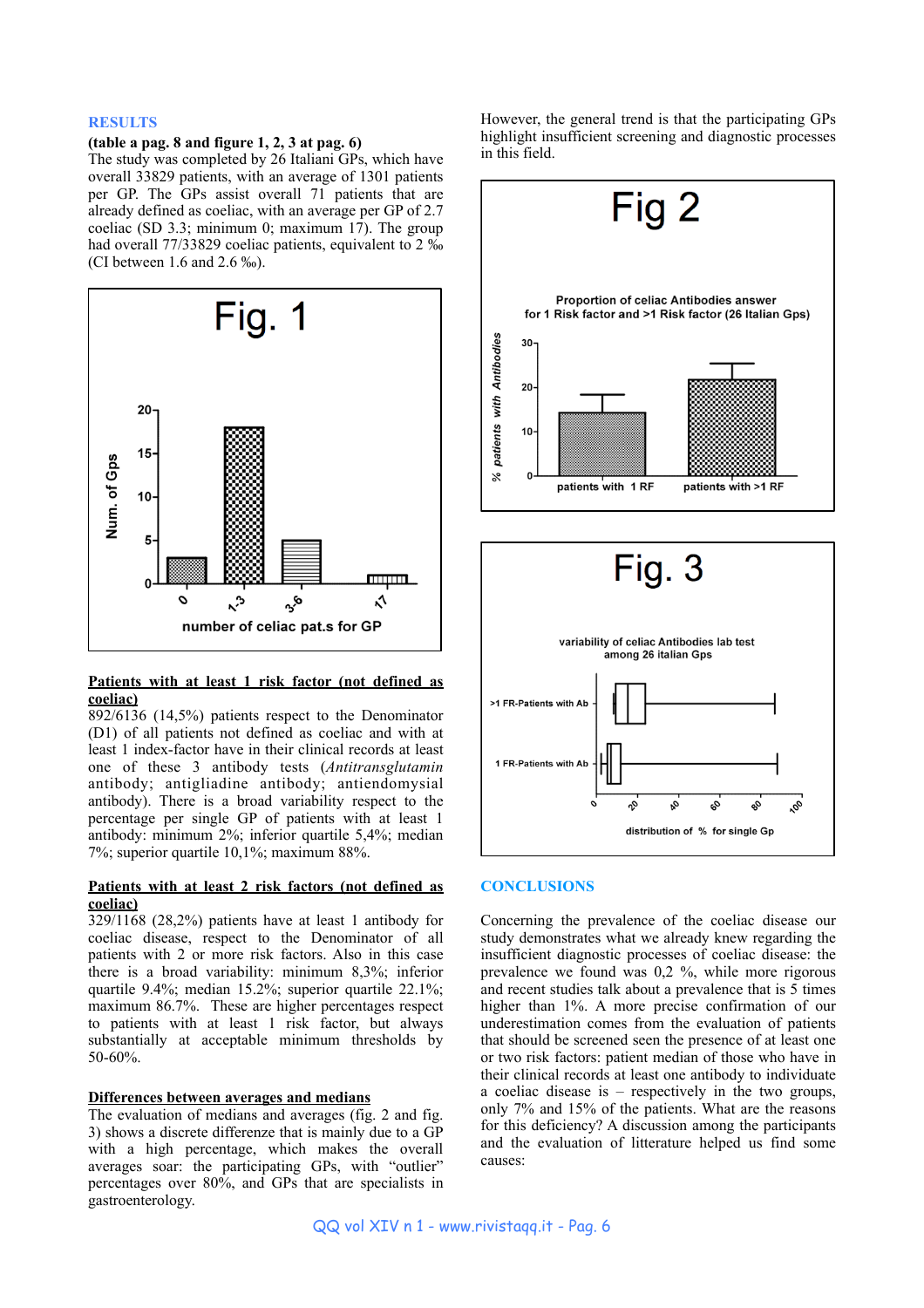## RESULTS

**(table a pag. 8 and figure 1, 2, 3 at pag. 6)**

The study was completed by 26 Italiani GPs, which have overall 33829 patients, with an average of 1301 patients per GP. The GPs assist overall 71 patients that are already defined as coeliac, with an average per GP of 2.7 coeliac (SD 3.3; minimum 0; maximum 17). The group had overall 77/33829 coeliac patients, equivalent to 2 ‰ (CI between 1.6 and 2.6 ‰).

Fig. 1

Num. of Gps

20
15
10
5
0

0
1-3
3-6
17

number of celiac pat.s for GP

**Patients with at least 1 risk factor (not defined as coeliac)**

892/6136 (14,5%) patients respect to the Denominator (D1) of all patients not defined as coeliac and with at least 1 index-factor have in their clinical records at least one of these 3 antibody tests (*Antitransglutamin* antibody; antigliadine antibody; antiendomysial antibody). There is a broad variability respect to the percentage per single GP of patients with at least 1 antibody: minimum 2%; inferior quartile 5,4%; median 7%; superior quartile 10,1%; maximum 88%.

**Patients with at least 2 risk factors (not defined as coeliac)**

329/1168 (28,2%) patients have at least 1 antibody for coeliac disease, respect to the Denominator of all patients with 2 or more risk factors. Also in this case there is a broad variability: minimum 8,3%; inferior quartile 9.4%; median 15.2%; superior quartile 22.1%; maximum 86.7%. These are higher percentages respect to patients with at least 1 risk factor, but always substantially at acceptable minimum thresholds by 50-60%.

**Differences between averages and medians**

The evaluation of medians and averages (fig. 2 and fig. 3) shows a discrete differenze that is mainly due to a GP with a high percentage, which makes the overall averages soar: the participating GPs, with "outlier" percentages over 80%, and GPs that are specialists in gastroenterology.

However, the general trend is that the participating GPs highlight insufficient screening and diagnostic processes in this field.

Fig 2

Proportion of celiac Antibodies answer for 1 Risk factor and >1 Risk factor (26 Italian Gps)

% patients with Antibodies

30
20
10
0

patients with 1 RF
patients with >1 RF

Fig. 3

variability of celiac Antibodies lab test among 26 italian Gps

>1 FR-Patients with Ab
1 FR-Patients with Ab

0
20
40
60
80
100

distribution of % for single Gp

## CONCLUSIONS

Concerning the prevalence of the coeliac disease our study demonstrates what we already knew regarding the insufficient diagnostic processes of coeliac disease: the prevalence we found was 0,2 %, while more rigorous and recent studies talk about a prevalence that is 5 times higher than 1%. A more precise confirmation of our underestimation comes from the evaluation of patients that should be screened seen the presence of at least one or two risk factors: patient median of those who have in their clinical records at least one antibody to individuate a coeliac disease is – respectively in the two groups, only 7% and 15% of the patients. What are the reasons for this deficiency? A discussion among the participants and the evaluation of litterature helped us find some causes: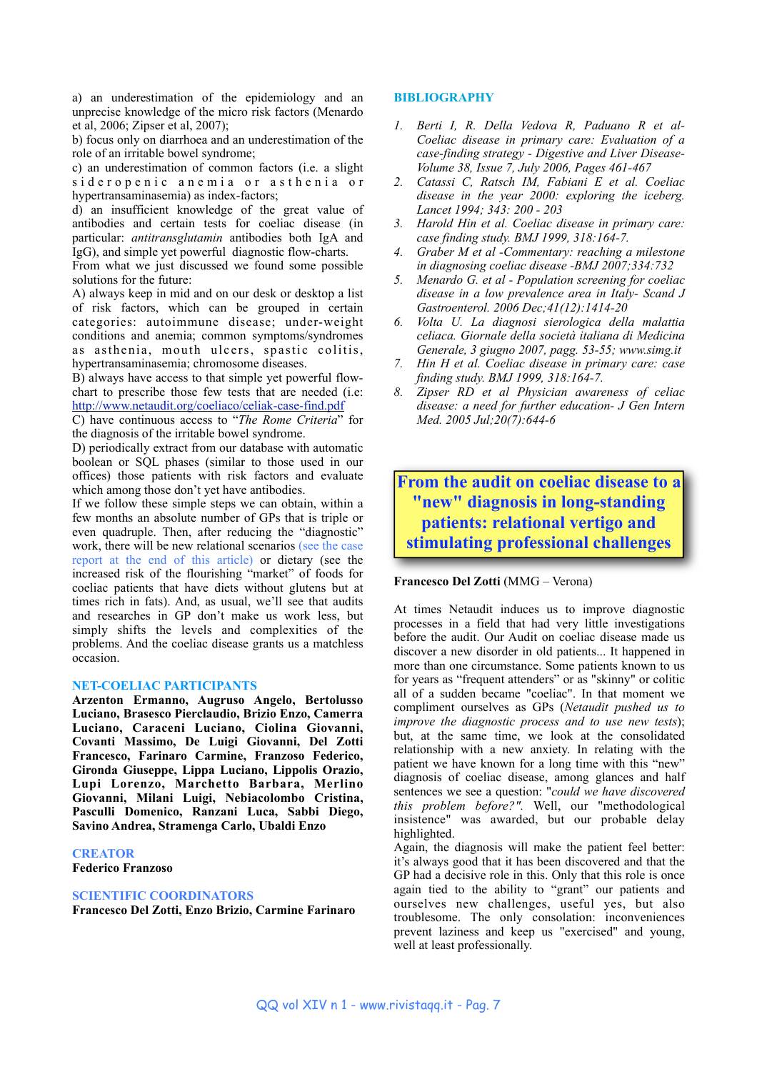a) an underestimation of the epidemiology and an unprecise knowledge of the micro risk factors (Menardo et al, 2006; Zipser et al, 2007);

b) focus only on diarrhoea and an underestimation of the role of an irritable bowel syndrome;

c) an underestimation of common factors (i.e. a slight sideropenic anemia or asthenia or hypertransaminasemia) as index-factors;

d) an insufficient knowledge of the great value of antibodies and certain tests for coeliac disease (in particular: *antitransglutamin* antibodies both IgA and IgG), and simple yet powerful diagnostic flow-charts.

From what we just discussed we found some possible solutions for the future:

A) always keep in mid and on our desk or desktop a list of risk factors, which can be grouped in certain categories: autoimmune disease; under-weight conditions and anemia; common symptoms/syndromes as asthenia, mouth ulcers, spastic colitis, hypertransaminasemia; chromosome diseases.

B) always have access to that simple yet powerful flow-chart to prescribe those few tests that are needed (i.e: http://www.netaudit.org/coeliaco/celiak-case-find.pdf

C) have continuous access to "*The Rome Criteria*" for the diagnosis of the irritable bowel syndrome.

D) periodically extract from our database with automatic boolean or SQL phases (similar to those used in our offices) those patients with risk factors and evaluate which among those don't yet have antibodies.

If we follow these simple steps we can obtain, within a few months an absolute number of GPs that is triple or even quadruple. Then, after reducing the "diagnostic" work, there will be new relational scenarios (see the case report at the end of this article) or dietary (see the increased risk of the flourishing "market" of foods for coeliac patients that have diets without glutens but at times rich in fats). And, as usual, we'll see that audits and researches in GP don't make us work less, but simply shifts the levels and complexities of the problems. And the coeliac disease grants us a matchless occasion.

## NET-COELIAC PARTICIPANTS

**Arzenton Ermanno, Augruso Angelo, Bertolusso Luciano, Brasesco Pierclaudio, Brizio Enzo, Camerra Luciano, Caraceni Luciano, Ciolina Giovanni, Covanti Massimo, De Luigi Giovanni, Del Zotti Francesco, Farinaro Carmine, Franzoso Federico, Gironda Giuseppe, Lippa Luciano, Lippolis Orazio, Lupi Lorenzo, Marchetto Barbara, Merlino Giovanni, Milani Luigi, Nebiacolombo Cristina, Pasculli Domenico, Ranzani Luca, Sabbi Diego, Savino Andrea, Stramenga Carlo, Ubaldi Enzo**

## CREATOR

**Federico Franzoso**

## SCIENTIFIC COORDINATORS

**Francesco Del Zotti, Enzo Brizio, Carmine Farinaro**

## BIBLIOGRAPHY

1. *Berti I, R. Della Vedova R, Paduano R et al- Coeliac disease in primary care: Evaluation of a case-finding strategy - Digestive and Liver Disease- Volume 38, Issue 7, July 2006, Pages 461-467*
2. *Catassi C, Ratsch IM, Fabiani E et al. Coeliac disease in the year 2000: exploring the iceberg. Lancet 1994; 343: 200 - 203*
3. *Harold Hin et al. Coeliac disease in primary care: case finding study. BMJ 1999, 318:164-7.*
4. *Graber M et al -Commentary: reaching a milestone in diagnosing coeliac disease -BMJ 2007;334:732*
5. *Menardo G. et al - Population screening for coeliac disease in a low prevalence area in Italy- Scand J Gastroenterol. 2006 Dec;41(12):1414-20*
6. *Volta U. La diagnosi sierologica della malattia celiaca. Giornale della società italiana di Medicina Generale, 3 giugno 2007, pagg. 53-55; www.simg.it*
7. *Hin H et al. Coeliac disease in primary care: case finding study. BMJ 1999, 318:164-7.*
8. *Zipser RD et al Physician awareness of celiac disease: a need for further education- J Gen Intern Med. 2005 Jul;20(7):644-6*

# From the audit on coeliac disease to a "new" diagnosis in long-standing patients: relational vertigo and stimulating professional challenges

**Francesco Del Zotti** (MMG – Verona)

At times Netaudit induces us to improve diagnostic processes in a field that had very little investigations before the audit. Our Audit on coeliac disease made us discover a new disorder in old patients... It happened in more than one circumstance. Some patients known to us for years as "frequent attenders" or as "skinny" or colitic all of a sudden became "coeliac". In that moment we compliment ourselves as GPs (*Netaudit pushed us to improve the diagnostic process and to use new tests*); but, at the same time, we look at the consolidated relationship with a new anxiety. In relating with the patient we have known for a long time with this "new" diagnosis of coeliac disease, among glances and half sentences we see a question: "*could we have discovered this problem before?"*. Well, our "methodological insistence" was awarded, but our probable delay highlighted.

Again, the diagnosis will make the patient feel better: it's always good that it has been discovered and that the GP had a decisive role in this. Only that this role is once again tied to the ability to "grant" our patients and ourselves new challenges, useful yes, but also troublesome. The only consolation: inconveniences prevent laziness and keep us "exercised" and young, well at least professionally.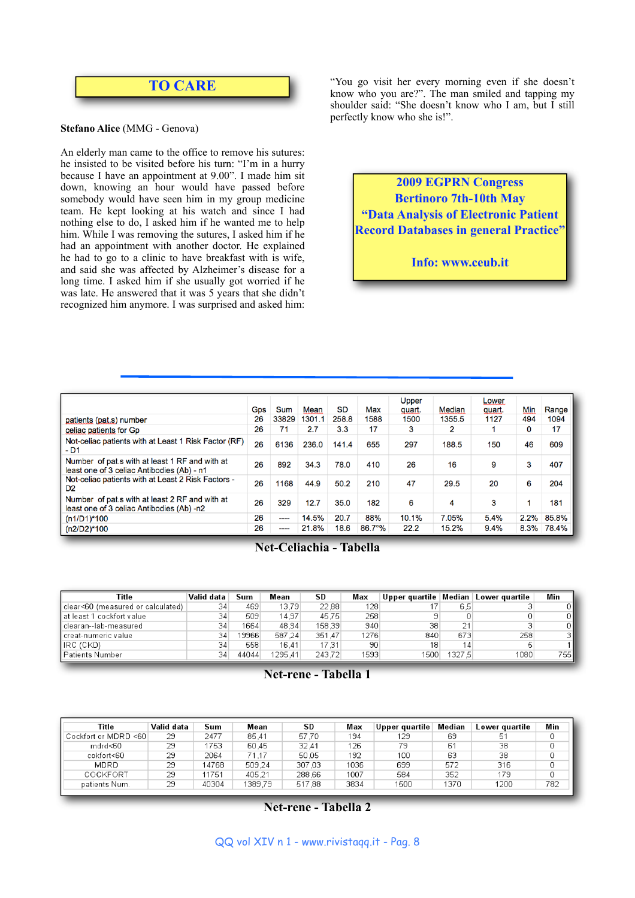## TO CARE

**Stefano Alice** (MMG - Genova)

An elderly man came to the office to remove his sutures: he insisted to be visited before his turn: “I’m in a hurry because I have an appointment at 9.00”. I made him sit down, knowing an hour would have passed before somebody would have seen him in my group medicine team. He kept looking at his watch and since I had nothing else to do, I asked him if he wanted me to help him. While I was removing the sutures, I asked him if he had an appointment with another doctor. He explained he had to go to a clinic to have breakfast with is wife, and said she was affected by Alzheimer’s disease for a long time. I asked him if she usually got worried if he was late. He answered that it was 5 years that she didn’t recognized him anymore. I was surprised and asked him: “You go visit her every morning even if she doesn’t know who you are?”. The man smiled and tapping my shoulder said: “She doesn’t know who I am, but I still perfectly know who she is!”.

**2009 EGPRN Congress**
**Bertinoro 7th-10th May**
**“Data Analysis of Electronic Patient Record Databases in general Practice”**

**Info: www.ceub.it**

| | Gps | Sum | Mean | SD | Max | Upper quart. | Median | Lower quart. | Min | Range |
|---|---|---|---|---|---|---|---|---|---|---|
| patients (pat.s) number | 26 | 33829 | 1301.1 | 258.8 | 1588 | 1500 | 1355.5 | 1127 | 494 | 1094 |
| celiac patients for Gp | 26 | 71 | 2.7 | 3.3 | 17 | 3 | 2 | 1 | 0 | 17 |
| Not-celiac patients with at Least 1 Risk Factor (RF) - D1 | 26 | 6136 | 236.0 | 141.4 | 655 | 297 | 188.5 | 150 | 46 | 609 |
| Number of pat.s with at least 1 RF and with at least one of 3 celiac Antibodies (Ab) - n1 | 26 | 892 | 34.3 | 78.0 | 410 | 26 | 16 | 9 | 3 | 407 |
| Not-celiac patients with at Least 2 Risk Factors - D2 | 26 | 1168 | 44.9 | 50.2 | 210 | 47 | 29.5 | 20 | 6 | 204 |
| Number of pat.s with at least 2 RF and with at least one of 3 celiac Antibodies (Ab) -n2 | 26 | 329 | 12.7 | 35.0 | 182 | 6 | 4 | 3 | 1 | 181 |
| (n1/D1)*100 | 26 | ---- | 14.5% | 20.7 | 88% | 10.1% | 7.05% | 5.4% | 2.2% | 85.8% |
| (n2/D2)*100 | 26 | ---- | 21.8% | 18.6 | 86.7°% | 22.2 | 15.2% | 9.4% | 8.3% | 78.4% |

**Net-Celiachia - Tabella**

| Title | Valid data | Sum | Mean | SD | Max | Upper quartile | Median | Lower quartile | Min |
|---|---|---|---|---|---|---|---|---|---|
| clear<60 (measured or calculated) | 34 | 469 | 13,79 | 22,88 | 128 | 17 | 6,5 | 3 | 0 |
| at least 1 cockfort value | 34 | 509 | 14,97 | 45,75 | 258 | 9 | 0 | 0 | 0 |
| clearan--lab-measured | 34 | 1664 | 48,94 | 158,39 | 940 | 38 | 21 | 3 | 0 |
| creat-numeric value | 34 | 19966 | 587,24 | 351,47 | 1276 | 840 | 673 | 258 | 3 |
| IRC (CKD) | 34 | 558 | 16,41 | 17,31 | 90 | 18 | 14 | 5 | 1 |
| Patients Number | 34 | 44044 | 1295,41 | 243,72 | 1593 | 1500 | 1327,5 | 1080 | 755 |

**Net-rene - Tabella 1**

| Title | Valid data | Sum | Mean | SD | Max | Upper quartile | Median | Lower quartile | Min |
|---|---|---|---|---|---|---|---|---|---|
| Cockfort or MDRD <60 | 29 | 2477 | 85,41 | 57,70 | 194 | 129 | 69 | 51 | 0 |
| mdrd<60 | 29 | 1753 | 60,45 | 32,41 | 126 | 79 | 61 | 38 | 0 |
| cokfort<60 | 29 | 2064 | 71,17 | 50,05 | 192 | 100 | 63 | 38 | 0 |
| MDRD | 29 | 14768 | 509,24 | 307,03 | 1036 | 699 | 572 | 316 | 0 |
| COCKFORT | 29 | 11751 | 405,21 | 288,66 | 1007 | 584 | 352 | 179 | 0 |
| patients Num. | 29 | 40304 | 1389,79 | 517,88 | 3834 | 1500 | 1370 | 1200 | 782 |

**Net-rene - Tabella 2**